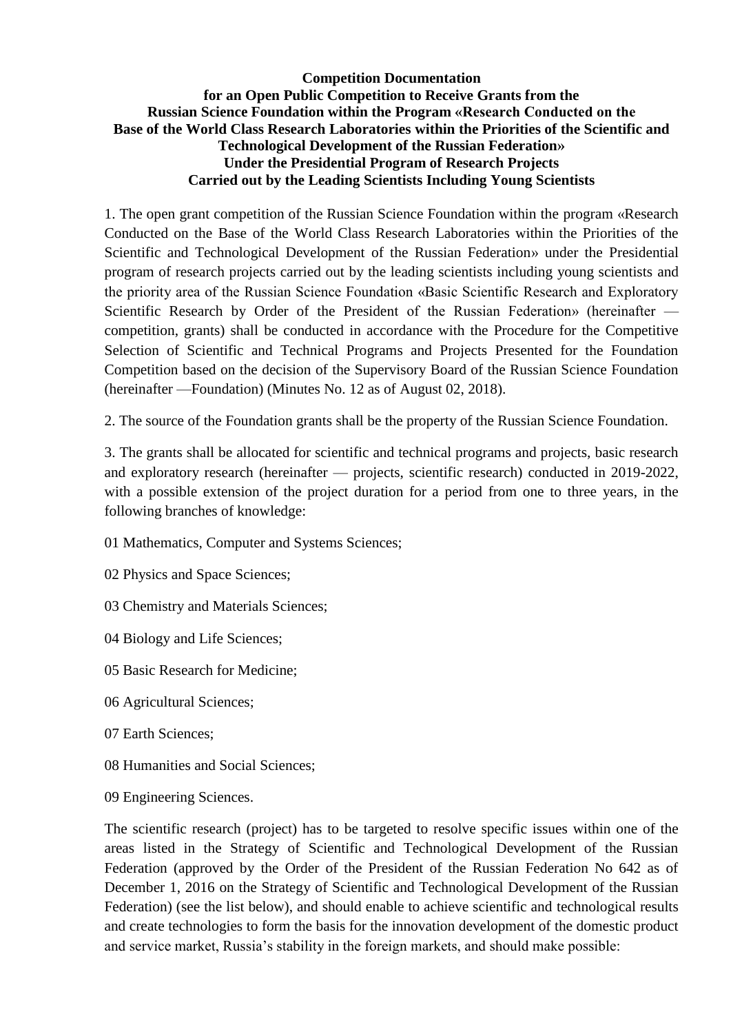**Competition Documentation**
**for an Open Public Competition to Receive Grants from the Russian Science Foundation within the Program «Research Conducted on the Base of the World Class Research Laboratories within the Priorities of the Scientific and Technological Development of the Russian Federation»**
**Under the Presidential Program of Research Projects Carried out by the Leading Scientists Including Young Scientists**

1. The open grant competition of the Russian Science Foundation within the program «Research Conducted on the Base of the World Class Research Laboratories within the Priorities of the Scientific and Technological Development of the Russian Federation» under the Presidential program of research projects carried out by the leading scientists including young scientists and the priority area of the Russian Science Foundation «Basic Scientific Research and Exploratory Scientific Research by Order of the President of the Russian Federation» (hereinafter — competition, grants) shall be conducted in accordance with the Procedure for the Competitive Selection of Scientific and Technical Programs and Projects Presented for the Foundation Competition based on the decision of the Supervisory Board of the Russian Science Foundation (hereinafter —Foundation) (Minutes No. 12 as of August 02, 2018).

2. The source of the Foundation grants shall be the property of the Russian Science Foundation.

3. The grants shall be allocated for scientific and technical programs and projects, basic research and exploratory research (hereinafter — projects, scientific research) conducted in 2019-2022, with a possible extension of the project duration for a period from one to three years, in the following branches of knowledge:

01 Mathematics, Computer and Systems Sciences;

02 Physics and Space Sciences;

03 Chemistry and Materials Sciences;

04 Biology and Life Sciences;

05 Basic Research for Medicine;

06 Agricultural Sciences;

07 Earth Sciences;

08 Humanities and Social Sciences;

09 Engineering Sciences.

The scientific research (project) has to be targeted to resolve specific issues within one of the areas listed in the Strategy of Scientific and Technological Development of the Russian Federation (approved by the Order of the President of the Russian Federation No 642 as of December 1, 2016 on the Strategy of Scientific and Technological Development of the Russian Federation) (see the list below), and should enable to achieve scientific and technological results and create technologies to form the basis for the innovation development of the domestic product and service market, Russia's stability in the foreign markets, and should make possible: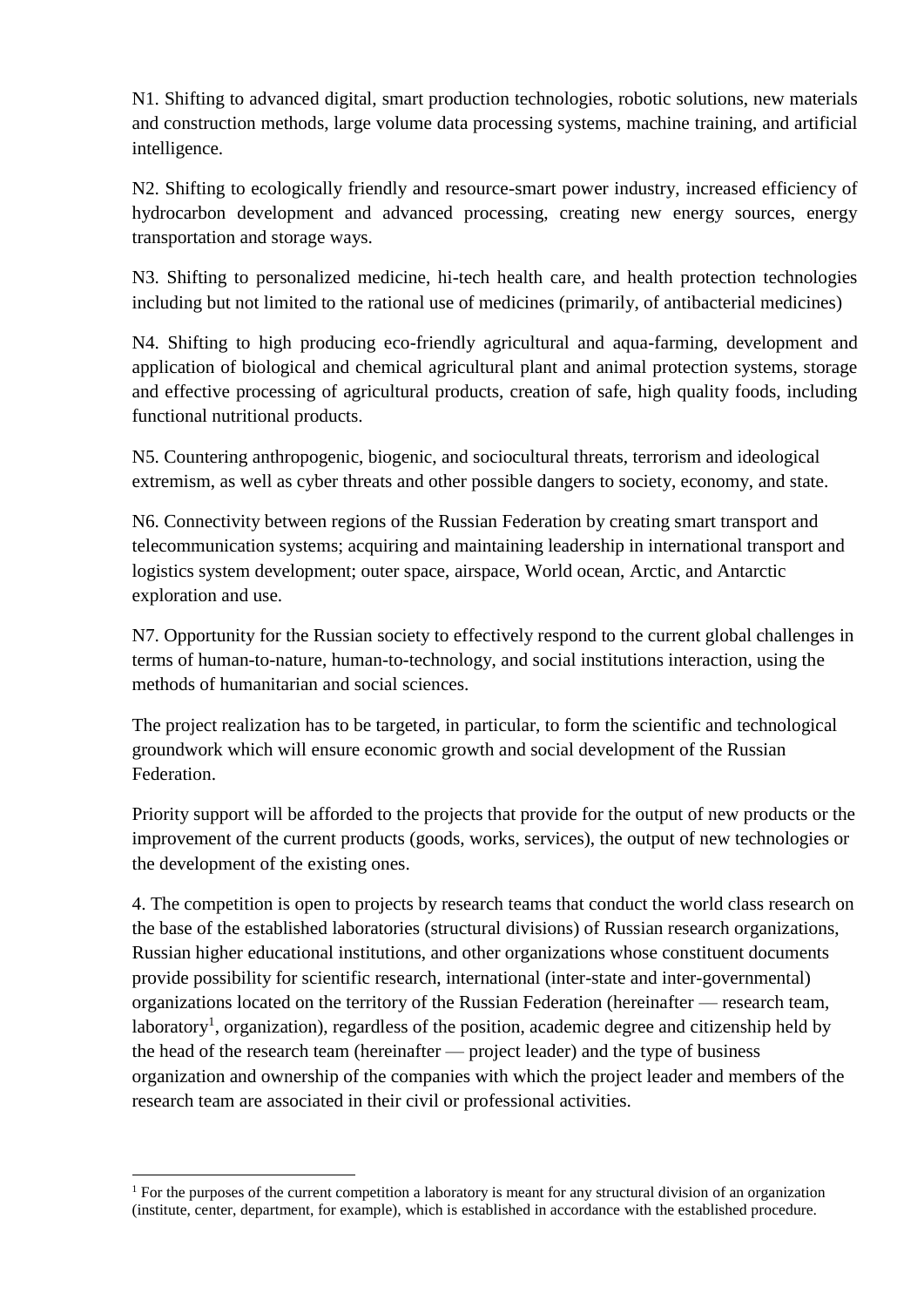N1. Shifting to advanced digital, smart production technologies, robotic solutions, new materials and construction methods, large volume data processing systems, machine training, and artificial intelligence.

N2. Shifting to ecologically friendly and resource-smart power industry, increased efficiency of hydrocarbon development and advanced processing, creating new energy sources, energy transportation and storage ways.

N3. Shifting to personalized medicine, hi-tech health care, and health protection technologies including but not limited to the rational use of medicines (primarily, of antibacterial medicines)

N4. Shifting to high producing eco-friendly agricultural and aqua-farming, development and application of biological and chemical agricultural plant and animal protection systems, storage and effective processing of agricultural products, creation of safe, high quality foods, including functional nutritional products.

N5. Countering anthropogenic, biogenic, and sociocultural threats, terrorism and ideological extremism, as well as cyber threats and other possible dangers to society, economy, and state.

N6. Connectivity between regions of the Russian Federation by creating smart transport and telecommunication systems; acquiring and maintaining leadership in international transport and logistics system development; outer space, airspace, World ocean, Arctic, and Antarctic exploration and use.

N7. Opportunity for the Russian society to effectively respond to the current global challenges in terms of human-to-nature, human-to-technology, and social institutions interaction, using the methods of humanitarian and social sciences.

The project realization has to be targeted, in particular, to form the scientific and technological groundwork which will ensure economic growth and social development of the Russian Federation.

Priority support will be afforded to the projects that provide for the output of new products or the improvement of the current products (goods, works, services), the output of new technologies or the development of the existing ones.

4. The competition is open to projects by research teams that conduct the world class research on the base of the established laboratories (structural divisions) of Russian research organizations, Russian higher educational institutions, and other organizations whose constituent documents provide possibility for scientific research, international (inter-state and inter-governmental) organizations located on the territory of the Russian Federation (hereinafter — research team, laboratory[1], organization), regardless of the position, academic degree and citizenship held by the head of the research team (hereinafter — project leader) and the type of business organization and ownership of the companies with which the project leader and members of the research team are associated in their civil or professional activities.

[1] For the purposes of the current competition a laboratory is meant for any structural division of an organization (institute, center, department, for example), which is established in accordance with the established procedure.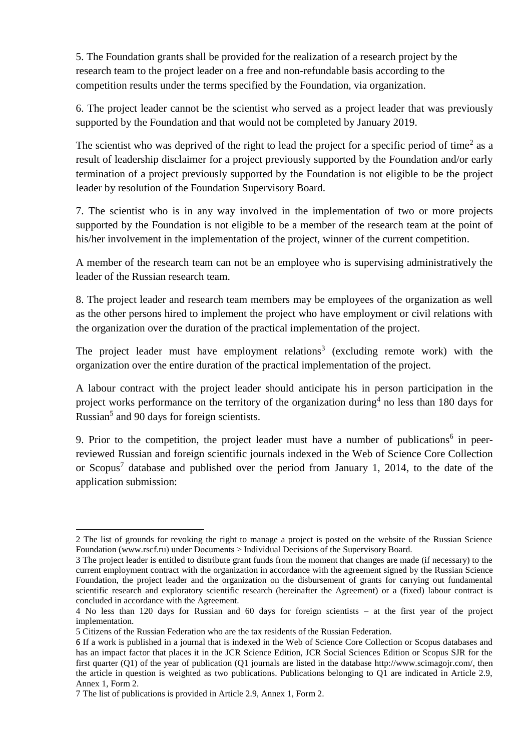5. The Foundation grants shall be provided for the realization of a research project by the research team to the project leader on a free and non-refundable basis according to the competition results under the terms specified by the Foundation, via organization.

6. The project leader cannot be the scientist who served as a project leader that was previously supported by the Foundation and that would not be completed by January 2019.

The scientist who was deprived of the right to lead the project for a specific period of time[2] as a result of leadership disclaimer for a project previously supported by the Foundation and/or early termination of a project previously supported by the Foundation is not eligible to be the project leader by resolution of the Foundation Supervisory Board.

7. The scientist who is in any way involved in the implementation of two or more projects supported by the Foundation is not eligible to be a member of the research team at the point of his/her involvement in the implementation of the project, winner of the current competition.

A member of the research team can not be an employee who is supervising administratively the leader of the Russian research team.

8. The project leader and research team members may be employees of the organization as well as the other persons hired to implement the project who have employment or civil relations with the organization over the duration of the practical implementation of the project.

The project leader must have employment relations[3] (excluding remote work) with the organization over the entire duration of the practical implementation of the project.

A labour contract with the project leader should anticipate his in person participation in the project works performance on the territory of the organization during[4] no less than 180 days for Russian[5] and 90 days for foreign scientists.

9. Prior to the competition, the project leader must have a number of publications[6] in peer-reviewed Russian and foreign scientific journals indexed in the Web of Science Core Collection or Scopus[7] database and published over the period from January 1, 2014, to the date of the application submission:

---

2 The list of grounds for revoking the right to manage a project is posted on the website of the Russian Science Foundation (www.rscf.ru) under Documents > Individual Decisions of the Supervisory Board.

3 The project leader is entitled to distribute grant funds from the moment that changes are made (if necessary) to the current employment contract with the organization in accordance with the agreement signed by the Russian Science Foundation, the project leader and the organization on the disbursement of grants for carrying out fundamental scientific research and exploratory scientific research (hereinafter the Agreement) or a (fixed) labour contract is concluded in accordance with the Agreement.

4 No less than 120 days for Russian and 60 days for foreign scientists – at the first year of the project implementation.

5 Citizens of the Russian Federation who are the tax residents of the Russian Federation.

6 If a work is published in a journal that is indexed in the Web of Science Core Collection or Scopus databases and has an impact factor that places it in the JCR Science Edition, JCR Social Sciences Edition or Scopus SJR for the first quarter (Q1) of the year of publication (Q1 journals are listed in the database http://www.scimagojr.com/, then the article in question is weighted as two publications. Publications belonging to Q1 are indicated in Article 2.9, Annex 1, Form 2.

7 The list of publications is provided in Article 2.9, Annex 1, Form 2.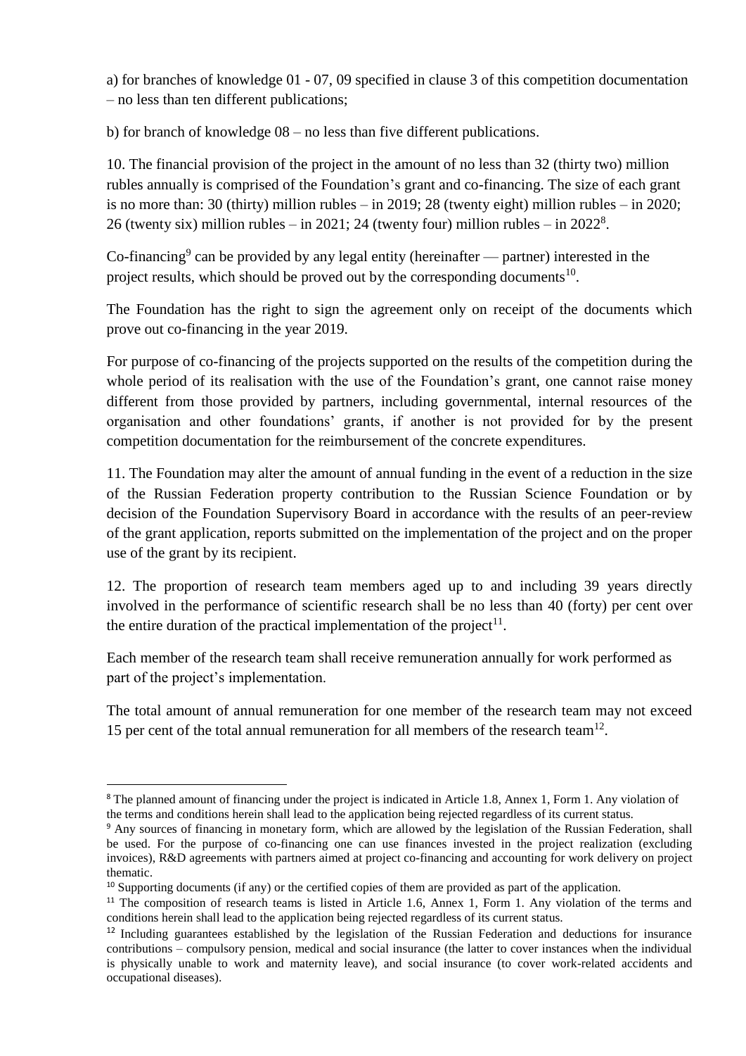a) for branches of knowledge 01 - 07, 09 specified in clause 3 of this competition documentation – no less than ten different publications;

b) for branch of knowledge 08 – no less than five different publications.

10. The financial provision of the project in the amount of no less than 32 (thirty two) million rubles annually is comprised of the Foundation's grant and co-financing. The size of each grant is no more than: 30 (thirty) million rubles – in 2019; 28 (twenty eight) million rubles – in 2020; 26 (twenty six) million rubles – in 2021; 24 (twenty four) million rubles – in 2022[8].

Co-financing[9] can be provided by any legal entity (hereinafter — partner) interested in the project results, which should be proved out by the corresponding documents[10].

The Foundation has the right to sign the agreement only on receipt of the documents which prove out co-financing in the year 2019.

For purpose of co-financing of the projects supported on the results of the competition during the whole period of its realisation with the use of the Foundation's grant, one cannot raise money different from those provided by partners, including governmental, internal resources of the organisation and other foundations' grants, if another is not provided for by the present competition documentation for the reimbursement of the concrete expenditures.

11. The Foundation may alter the amount of annual funding in the event of a reduction in the size of the Russian Federation property contribution to the Russian Science Foundation or by decision of the Foundation Supervisory Board in accordance with the results of an peer-review of the grant application, reports submitted on the implementation of the project and on the proper use of the grant by its recipient.

12. The proportion of research team members aged up to and including 39 years directly involved in the performance of scientific research shall be no less than 40 (forty) per cent over the entire duration of the practical implementation of the project[11].

Each member of the research team shall receive remuneration annually for work performed as part of the project's implementation.

The total amount of annual remuneration for one member of the research team may not exceed 15 per cent of the total annual remuneration for all members of the research team[12].

---

[8] The planned amount of financing under the project is indicated in Article 1.8, Annex 1, Form 1. Any violation of the terms and conditions herein shall lead to the application being rejected regardless of its current status.

[9] Any sources of financing in monetary form, which are allowed by the legislation of the Russian Federation, shall be used. For the purpose of co-financing one can use finances invested in the project realization (excluding invoices), R&D agreements with partners aimed at project co-financing and accounting for work delivery on project thematic.

[10] Supporting documents (if any) or the certified copies of them are provided as part of the application.

[11] The composition of research teams is listed in Article 1.6, Annex 1, Form 1. Any violation of the terms and conditions herein shall lead to the application being rejected regardless of its current status.

[12] Including guarantees established by the legislation of the Russian Federation and deductions for insurance contributions – compulsory pension, medical and social insurance (the latter to cover instances when the individual is physically unable to work and maternity leave), and social insurance (to cover work-related accidents and occupational diseases).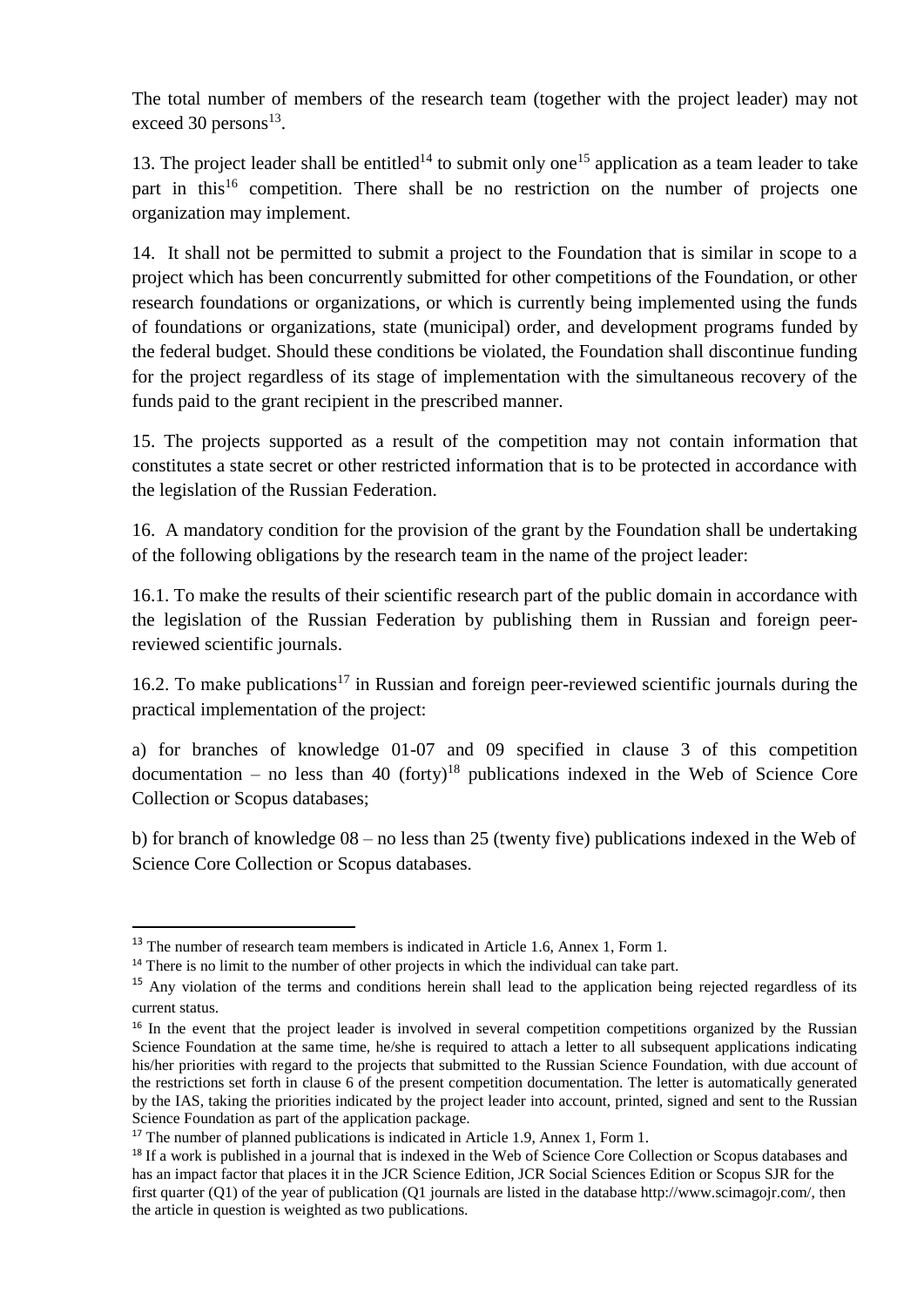The total number of members of the research team (together with the project leader) may not exceed 30 persons[13].

13. The project leader shall be entitled[14] to submit only one[15] application as a team leader to take part in this[16] competition. There shall be no restriction on the number of projects one organization may implement.

14. It shall not be permitted to submit a project to the Foundation that is similar in scope to a project which has been concurrently submitted for other competitions of the Foundation, or other research foundations or organizations, or which is currently being implemented using the funds of foundations or organizations, state (municipal) order, and development programs funded by the federal budget. Should these conditions be violated, the Foundation shall discontinue funding for the project regardless of its stage of implementation with the simultaneous recovery of the funds paid to the grant recipient in the prescribed manner.

15. The projects supported as a result of the competition may not contain information that constitutes a state secret or other restricted information that is to be protected in accordance with the legislation of the Russian Federation.

16. A mandatory condition for the provision of the grant by the Foundation shall be undertaking of the following obligations by the research team in the name of the project leader:

16.1. To make the results of their scientific research part of the public domain in accordance with the legislation of the Russian Federation by publishing them in Russian and foreign peer-reviewed scientific journals.

16.2. To make publications[17] in Russian and foreign peer-reviewed scientific journals during the practical implementation of the project:

a) for branches of knowledge 01-07 and 09 specified in clause 3 of this competition documentation – no less than 40 (forty)[18] publications indexed in the Web of Science Core Collection or Scopus databases;

b) for branch of knowledge 08 – no less than 25 (twenty five) publications indexed in the Web of Science Core Collection or Scopus databases.

---

[13] The number of research team members is indicated in Article 1.6, Annex 1, Form 1.

[14] There is no limit to the number of other projects in which the individual can take part.

[15] Any violation of the terms and conditions herein shall lead to the application being rejected regardless of its current status.

[16] In the event that the project leader is involved in several competition competitions organized by the Russian Science Foundation at the same time, he/she is required to attach a letter to all subsequent applications indicating his/her priorities with regard to the projects that submitted to the Russian Science Foundation, with due account of the restrictions set forth in clause 6 of the present competition documentation. The letter is automatically generated by the IAS, taking the priorities indicated by the project leader into account, printed, signed and sent to the Russian Science Foundation as part of the application package.

[17] The number of planned publications is indicated in Article 1.9, Annex 1, Form 1.

[18] If a work is published in a journal that is indexed in the Web of Science Core Collection or Scopus databases and has an impact factor that places it in the JCR Science Edition, JCR Social Sciences Edition or Scopus SJR for the first quarter (Q1) of the year of publication (Q1 journals are listed in the database http://www.scimagojr.com/, then the article in question is weighted as two publications.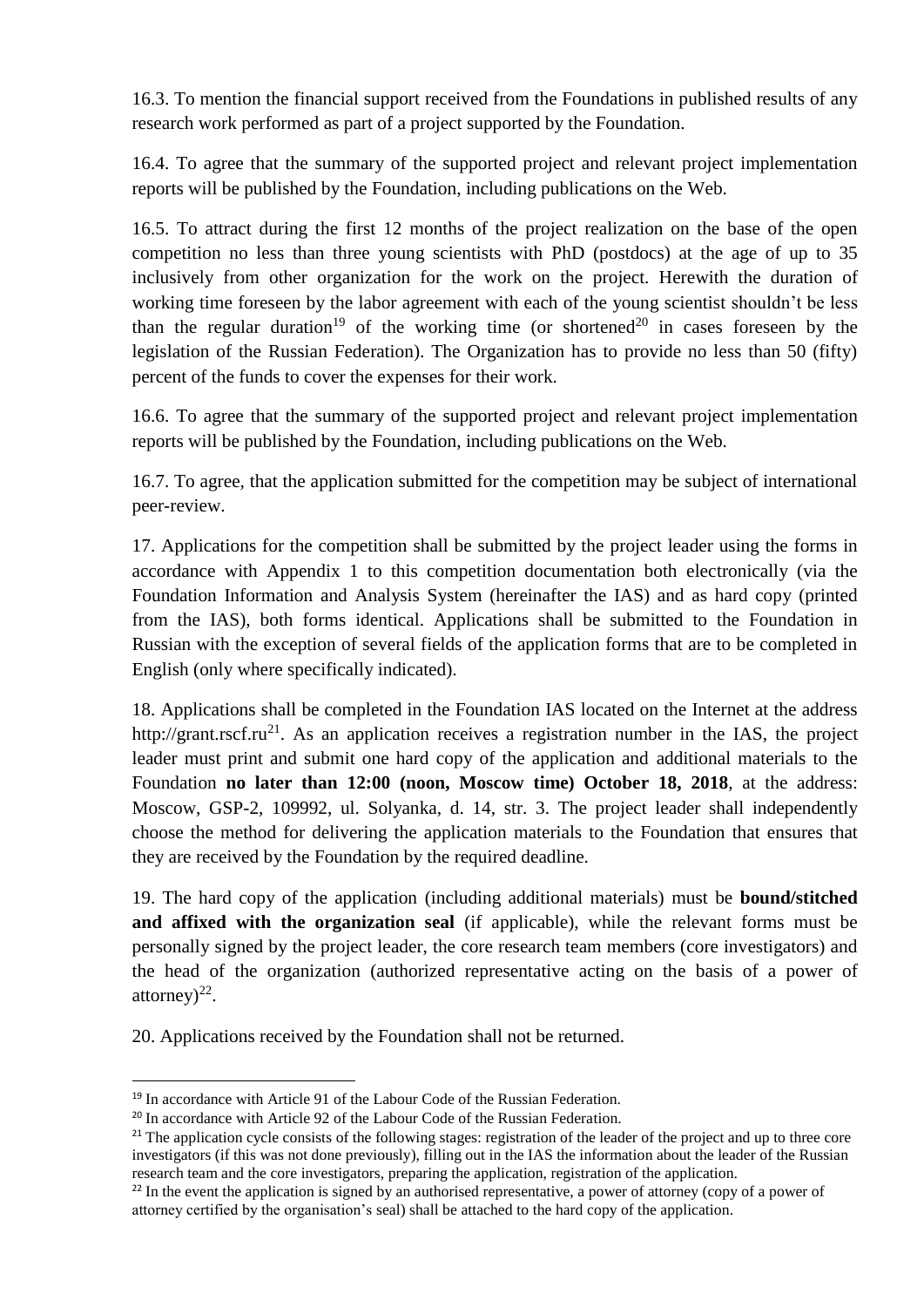16.3. To mention the financial support received from the Foundations in published results of any research work performed as part of a project supported by the Foundation.

16.4. To agree that the summary of the supported project and relevant project implementation reports will be published by the Foundation, including publications on the Web.

16.5. To attract during the first 12 months of the project realization on the base of the open competition no less than three young scientists with PhD (postdocs) at the age of up to 35 inclusively from other organization for the work on the project. Herewith the duration of working time foreseen by the labor agreement with each of the young scientist shouldn't be less than the regular duration[19] of the working time (or shortened[20] in cases foreseen by the legislation of the Russian Federation). The Organization has to provide no less than 50 (fifty) percent of the funds to cover the expenses for their work.

16.6. To agree that the summary of the supported project and relevant project implementation reports will be published by the Foundation, including publications on the Web.

16.7. To agree, that the application submitted for the competition may be subject of international peer-review.

17. Applications for the competition shall be submitted by the project leader using the forms in accordance with Appendix 1 to this competition documentation both electronically (via the Foundation Information and Analysis System (hereinafter the IAS) and as hard copy (printed from the IAS), both forms identical. Applications shall be submitted to the Foundation in Russian with the exception of several fields of the application forms that are to be completed in English (only where specifically indicated).

18. Applications shall be completed in the Foundation IAS located on the Internet at the address http://grant.rscf.ru[21]. As an application receives a registration number in the IAS, the project leader must print and submit one hard copy of the application and additional materials to the Foundation **no later than 12:00 (noon, Moscow time) October 18, 2018**, at the address: Moscow, GSP-2, 109992, ul. Solyanka, d. 14, str. 3. The project leader shall independently choose the method for delivering the application materials to the Foundation that ensures that they are received by the Foundation by the required deadline.

19. The hard copy of the application (including additional materials) must be **bound/stitched and affixed with the organization seal** (if applicable), while the relevant forms must be personally signed by the project leader, the core research team members (core investigators) and the head of the organization (authorized representative acting on the basis of a power of attorney)[22].

20. Applications received by the Foundation shall not be returned.

---

[19] In accordance with Article 91 of the Labour Code of the Russian Federation.

[20] In accordance with Article 92 of the Labour Code of the Russian Federation.

[21] The application cycle consists of the following stages: registration of the leader of the project and up to three core investigators (if this was not done previously), filling out in the IAS the information about the leader of the Russian research team and the core investigators, preparing the application, registration of the application.

[22] In the event the application is signed by an authorised representative, a power of attorney (copy of a power of attorney certified by the organisation's seal) shall be attached to the hard copy of the application.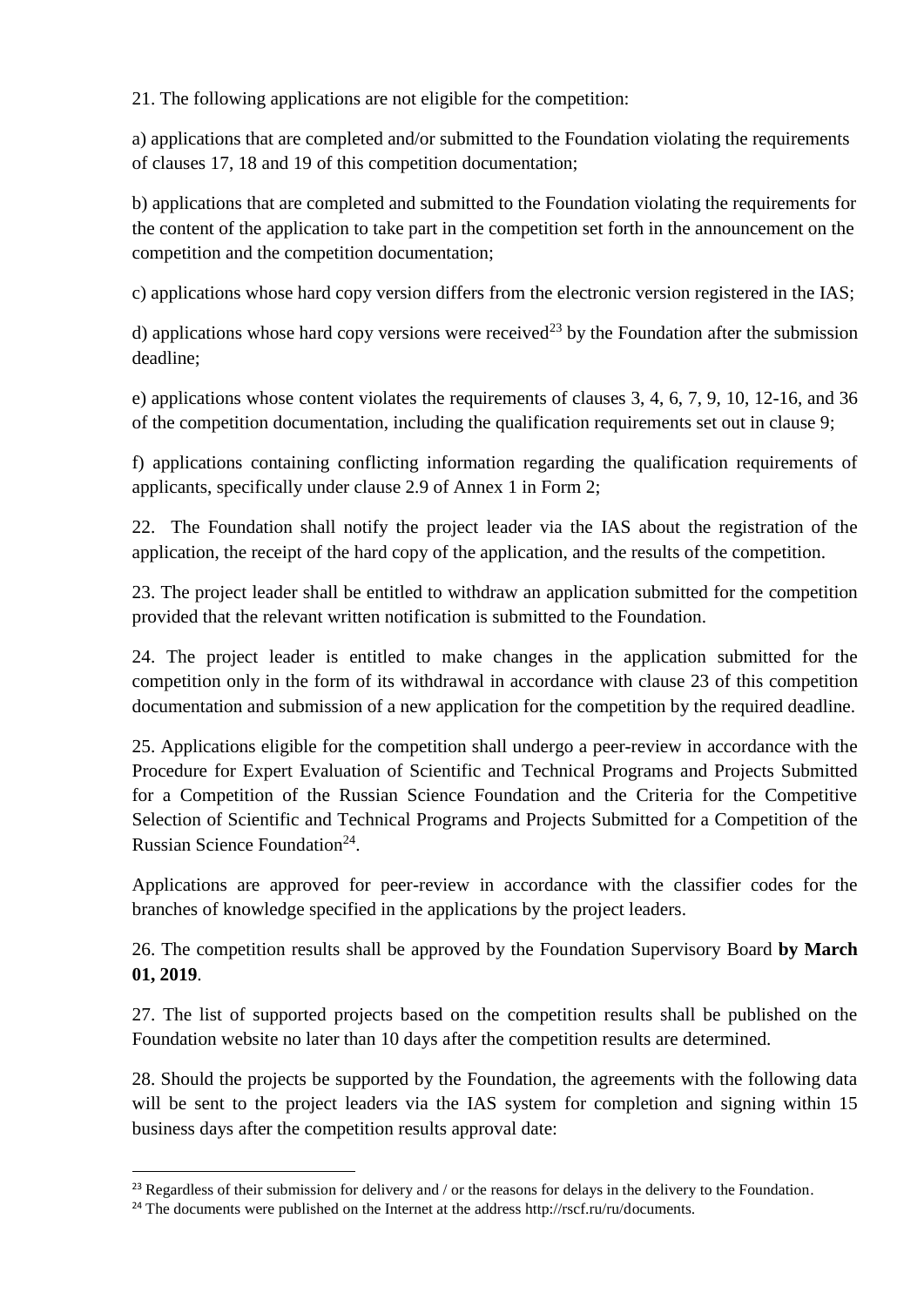21. The following applications are not eligible for the competition:

a) applications that are completed and/or submitted to the Foundation violating the requirements of clauses 17, 18 and 19 of this competition documentation;

b) applications that are completed and submitted to the Foundation violating the requirements for the content of the application to take part in the competition set forth in the announcement on the competition and the competition documentation;

c) applications whose hard copy version differs from the electronic version registered in the IAS;

d) applications whose hard copy versions were received[23] by the Foundation after the submission deadline;

e) applications whose content violates the requirements of clauses 3, 4, 6, 7, 9, 10, 12-16, and 36 of the competition documentation, including the qualification requirements set out in clause 9;

f) applications containing conflicting information regarding the qualification requirements of applicants, specifically under clause 2.9 of Annex 1 in Form 2;

22. The Foundation shall notify the project leader via the IAS about the registration of the application, the receipt of the hard copy of the application, and the results of the competition.

23. The project leader shall be entitled to withdraw an application submitted for the competition provided that the relevant written notification is submitted to the Foundation.

24. The project leader is entitled to make changes in the application submitted for the competition only in the form of its withdrawal in accordance with clause 23 of this competition documentation and submission of a new application for the competition by the required deadline.

25. Applications eligible for the competition shall undergo a peer-review in accordance with the Procedure for Expert Evaluation of Scientific and Technical Programs and Projects Submitted for a Competition of the Russian Science Foundation and the Criteria for the Competitive Selection of Scientific and Technical Programs and Projects Submitted for a Competition of the Russian Science Foundation[24].

Applications are approved for peer-review in accordance with the classifier codes for the branches of knowledge specified in the applications by the project leaders.

26. The competition results shall be approved by the Foundation Supervisory Board **by March 01, 2019**.

27. The list of supported projects based on the competition results shall be published on the Foundation website no later than 10 days after the competition results are determined.

28. Should the projects be supported by the Foundation, the agreements with the following data will be sent to the project leaders via the IAS system for completion and signing within 15 business days after the competition results approval date:

---

[23] Regardless of their submission for delivery and / or the reasons for delays in the delivery to the Foundation.

[24] The documents were published on the Internet at the address http://rscf.ru/ru/documents.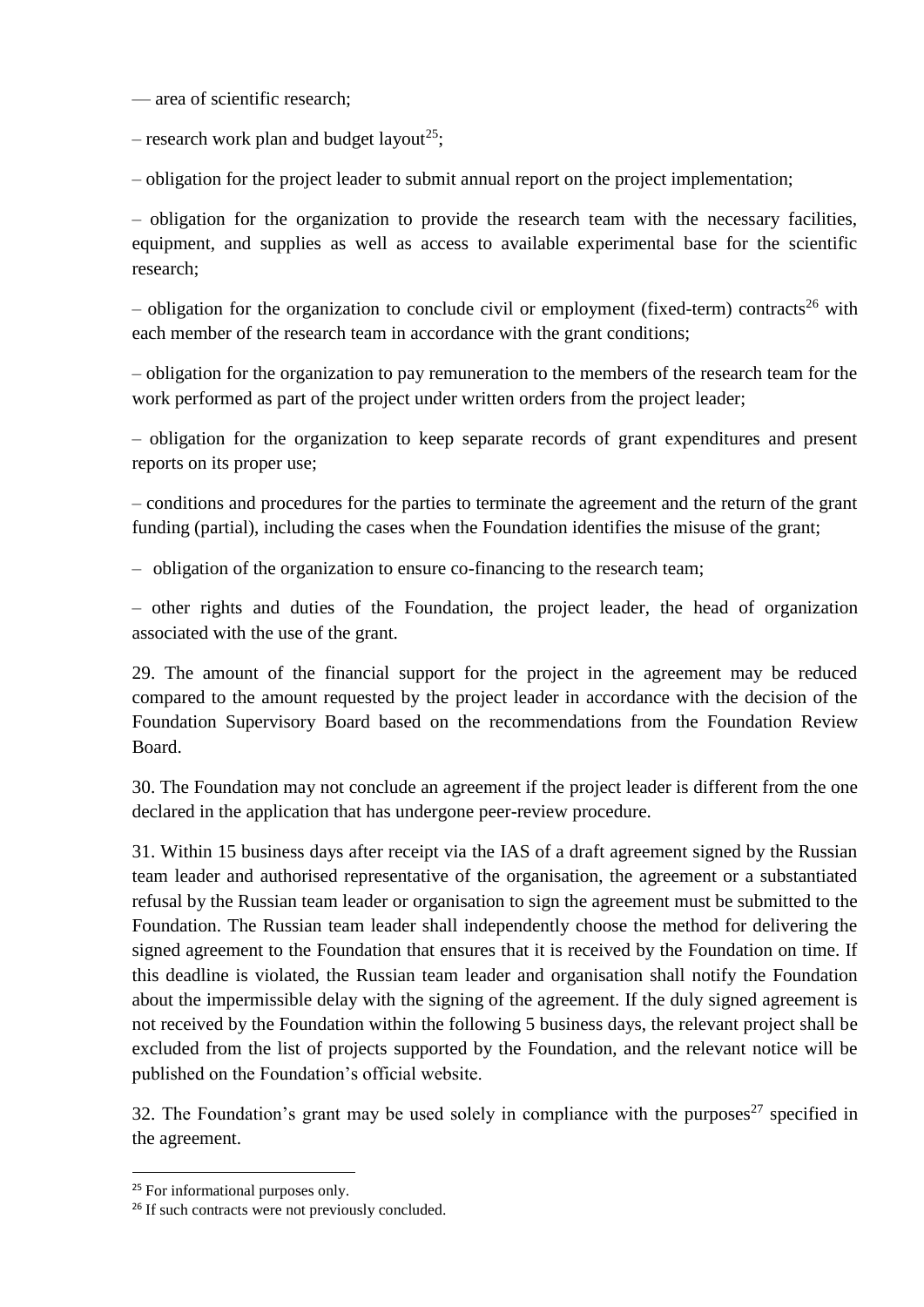– area of scientific research;

– research work plan and budget layout[25];

– obligation for the project leader to submit annual report on the project implementation;

– obligation for the organization to provide the research team with the necessary facilities, equipment, and supplies as well as access to available experimental base for the scientific research;

– obligation for the organization to conclude civil or employment (fixed-term) contracts[26] with each member of the research team in accordance with the grant conditions;

– obligation for the organization to pay remuneration to the members of the research team for the work performed as part of the project under written orders from the project leader;

– obligation for the organization to keep separate records of grant expenditures and present reports on its proper use;

– conditions and procedures for the parties to terminate the agreement and the return of the grant funding (partial), including the cases when the Foundation identifies the misuse of the grant;

– obligation of the organization to ensure co-financing to the research team;

– other rights and duties of the Foundation, the project leader, the head of organization associated with the use of the grant.

29. The amount of the financial support for the project in the agreement may be reduced compared to the amount requested by the project leader in accordance with the decision of the Foundation Supervisory Board based on the recommendations from the Foundation Review Board.

30. The Foundation may not conclude an agreement if the project leader is different from the one declared in the application that has undergone peer-review procedure.

31. Within 15 business days after receipt via the IAS of a draft agreement signed by the Russian team leader and authorised representative of the organisation, the agreement or a substantiated refusal by the Russian team leader or organisation to sign the agreement must be submitted to the Foundation. The Russian team leader shall independently choose the method for delivering the signed agreement to the Foundation that ensures that it is received by the Foundation on time. If this deadline is violated, the Russian team leader and organisation shall notify the Foundation about the impermissible delay with the signing of the agreement. If the duly signed agreement is not received by the Foundation within the following 5 business days, the relevant project shall be excluded from the list of projects supported by the Foundation, and the relevant notice will be published on the Foundation's official website.

32. The Foundation's grant may be used solely in compliance with the purposes[27] specified in the agreement.

---

[25] For informational purposes only.

[26] If such contracts were not previously concluded.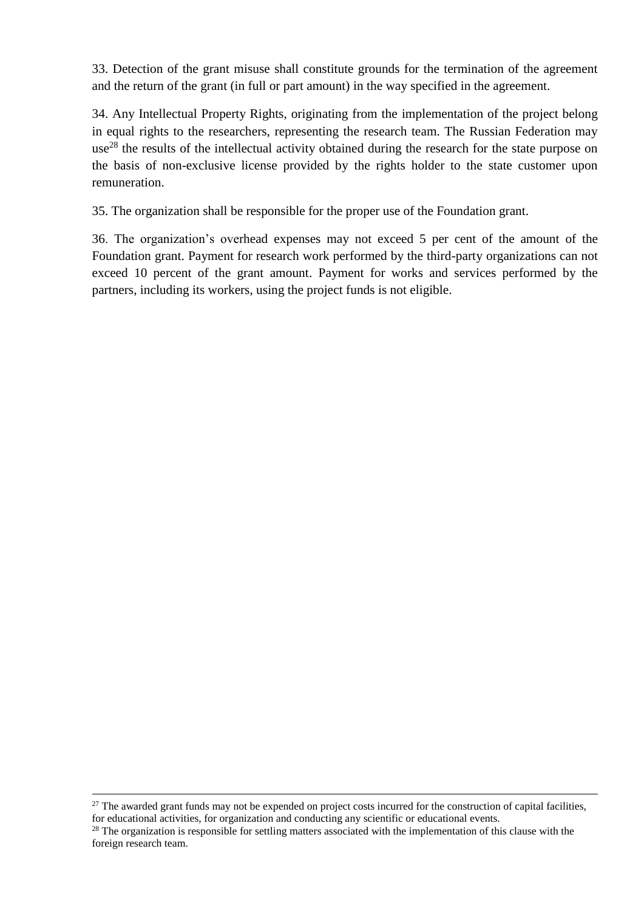33. Detection of the grant misuse shall constitute grounds for the termination of the agreement and the return of the grant (in full or part amount) in the way specified in the agreement.

34. Any Intellectual Property Rights, originating from the implementation of the project belong in equal rights to the researchers, representing the research team. The Russian Federation may use[28] the results of the intellectual activity obtained during the research for the state purpose on the basis of non-exclusive license provided by the rights holder to the state customer upon remuneration.

35. The organization shall be responsible for the proper use of the Foundation grant.

36. The organization's overhead expenses may not exceed 5 per cent of the amount of the Foundation grant. Payment for research work performed by the third-party organizations can not exceed 10 percent of the grant amount. Payment for works and services performed by the partners, including its workers, using the project funds is not eligible.

---

[27] The awarded grant funds may not be expended on project costs incurred for the construction of capital facilities, for educational activities, for organization and conducting any scientific or educational events.

[28] The organization is responsible for settling matters associated with the implementation of this clause with the foreign research team.